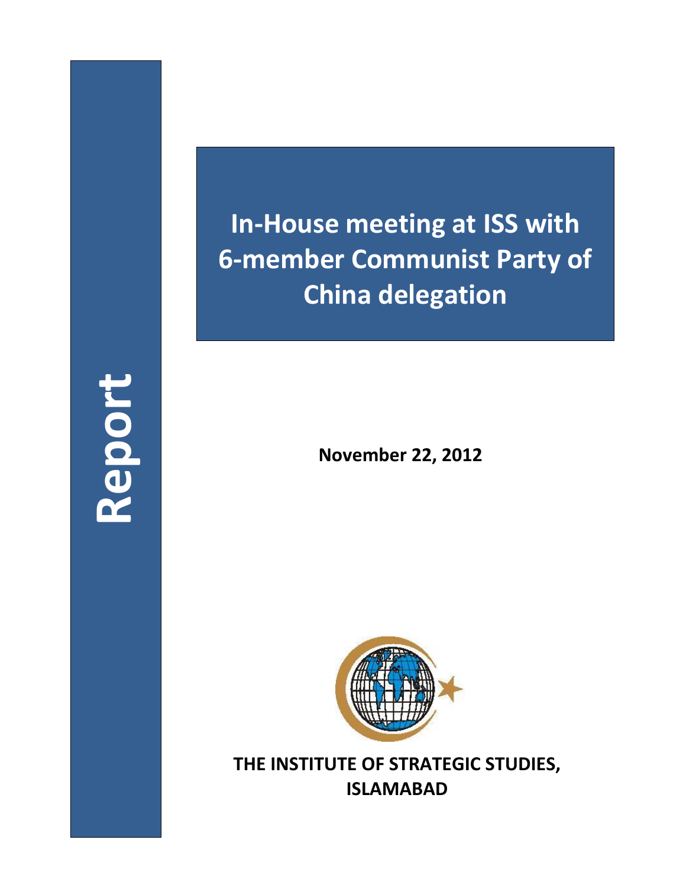Report

# In-House meeting at ISS with 6-member Communist Party of China delegation

**November 22, 2012**

**THE INSTITUTE OF STRATEGIC STUDIES, ISLAMABAD**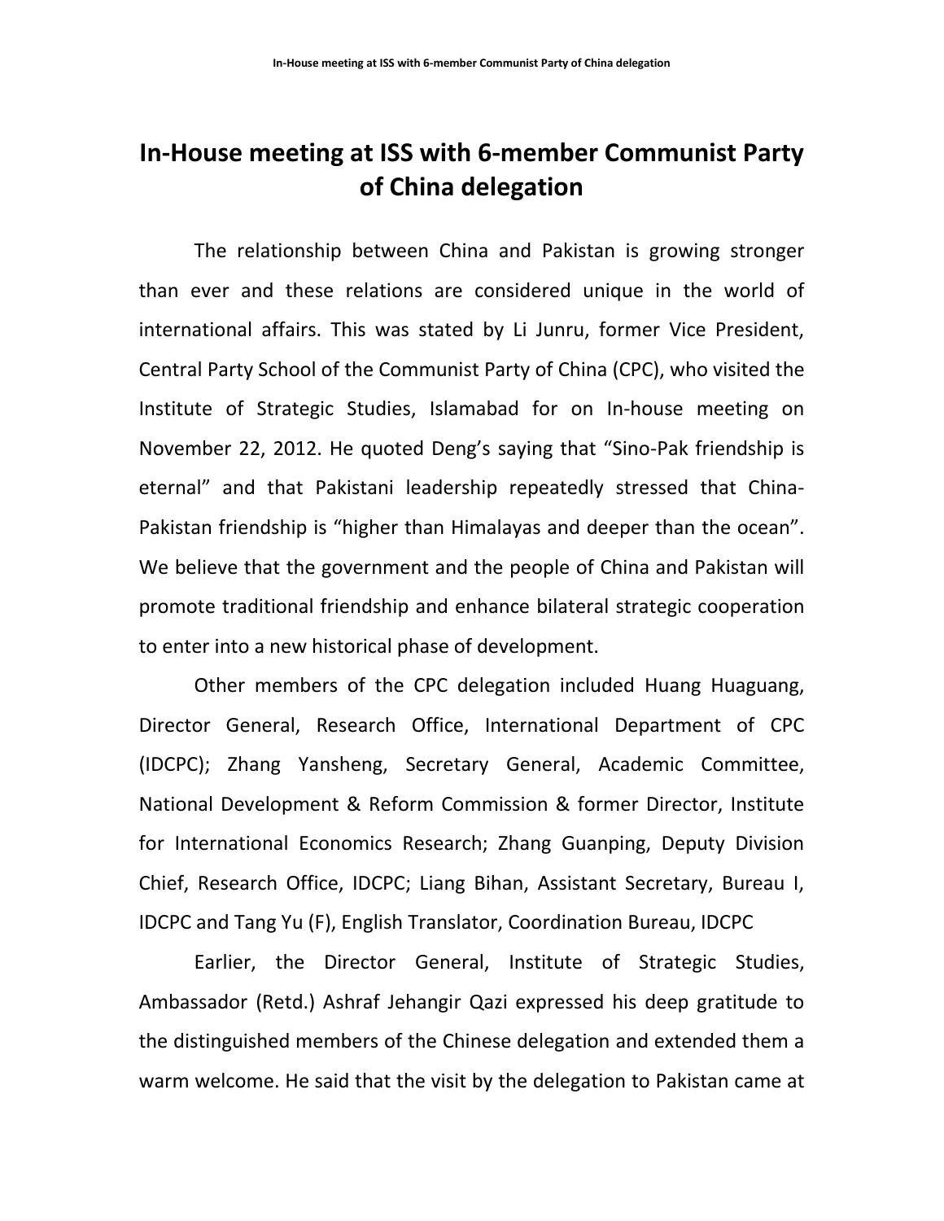# In-House meeting at ISS with 6-member Communist Party of China delegation

The relationship between China and Pakistan is growing stronger than ever and these relations are considered unique in the world of international affairs. This was stated by Li Junru, former Vice President, Central Party School of the Communist Party of China (CPC), who visited the Institute of Strategic Studies, Islamabad for on In-house meeting on November 22, 2012. He quoted Deng's saying that "Sino-Pak friendship is eternal" and that Pakistani leadership repeatedly stressed that China-Pakistan friendship is "higher than Himalayas and deeper than the ocean". We believe that the government and the people of China and Pakistan will promote traditional friendship and enhance bilateral strategic cooperation to enter into a new historical phase of development.

Other members of the CPC delegation included Huang Huaguang, Director General, Research Office, International Department of CPC (IDCPC); Zhang Yansheng, Secretary General, Academic Committee, National Development & Reform Commission & former Director, Institute for International Economics Research; Zhang Guanping, Deputy Division Chief, Research Office, IDCPC; Liang Bihan, Assistant Secretary, Bureau I, IDCPC and Tang Yu (F), English Translator, Coordination Bureau, IDCPC

Earlier, the Director General, Institute of Strategic Studies, Ambassador (Retd.) Ashraf Jehangir Qazi expressed his deep gratitude to the distinguished members of the Chinese delegation and extended them a warm welcome. He said that the visit by the delegation to Pakistan came at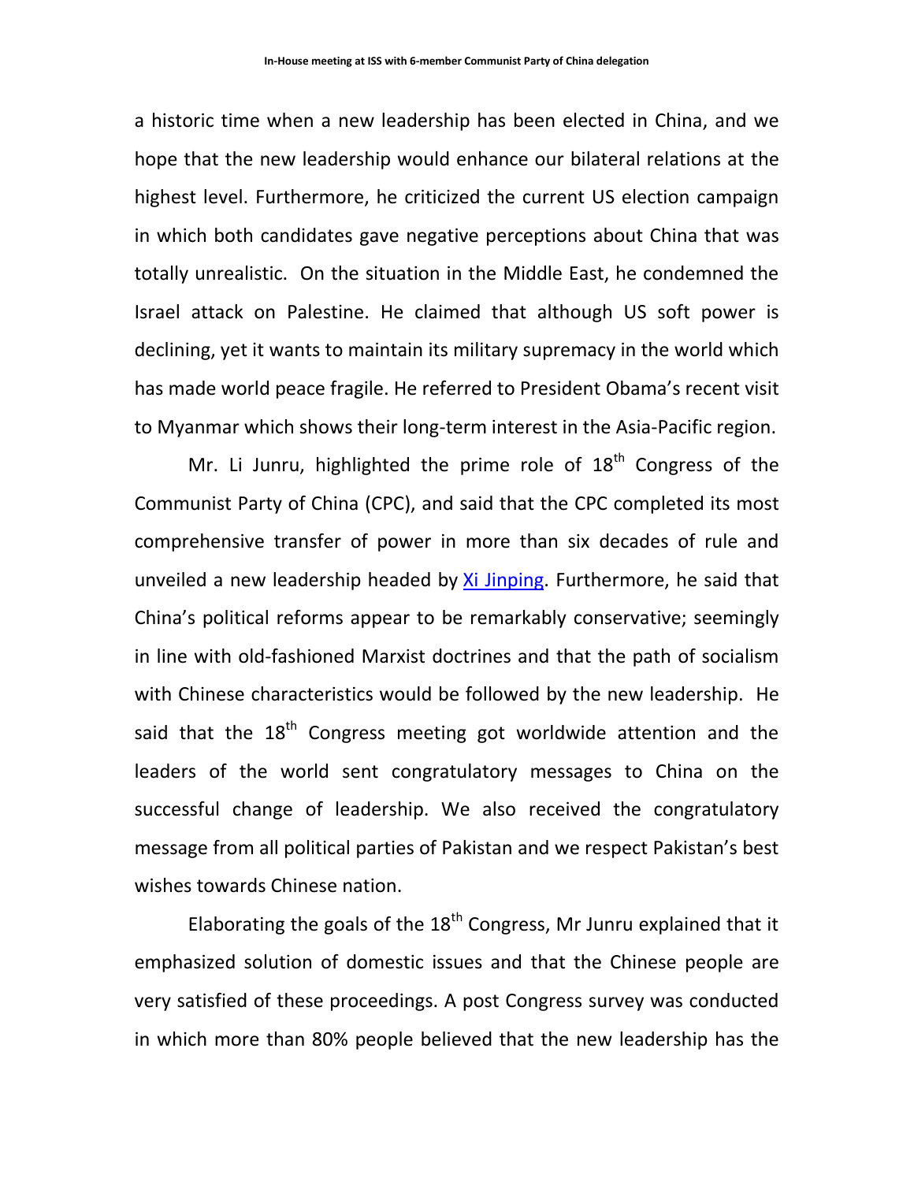a historic time when a new leadership has been elected in China, and we hope that the new leadership would enhance our bilateral relations at the highest level. Furthermore, he criticized the current US election campaign in which both candidates gave negative perceptions about China that was totally unrealistic. On the situation in the Middle East, he condemned the Israel attack on Palestine. He claimed that although US soft power is declining, yet it wants to maintain its military supremacy in the world which has made world peace fragile. He referred to President Obama's recent visit to Myanmar which shows their long-term interest in the Asia-Pacific region.

Mr. Li Junru, highlighted the prime role of 18th Congress of the Communist Party of China (CPC), and said that the CPC completed its most comprehensive transfer of power in more than six decades of rule and unveiled a new leadership headed by Xi Jinping. Furthermore, he said that China's political reforms appear to be remarkably conservative; seemingly in line with old-fashioned Marxist doctrines and that the path of socialism with Chinese characteristics would be followed by the new leadership. He said that the 18th Congress meeting got worldwide attention and the leaders of the world sent congratulatory messages to China on the successful change of leadership. We also received the congratulatory message from all political parties of Pakistan and we respect Pakistan's best wishes towards Chinese nation.

Elaborating the goals of the 18th Congress, Mr Junru explained that it emphasized solution of domestic issues and that the Chinese people are very satisfied of these proceedings. A post Congress survey was conducted in which more than 80% people believed that the new leadership has the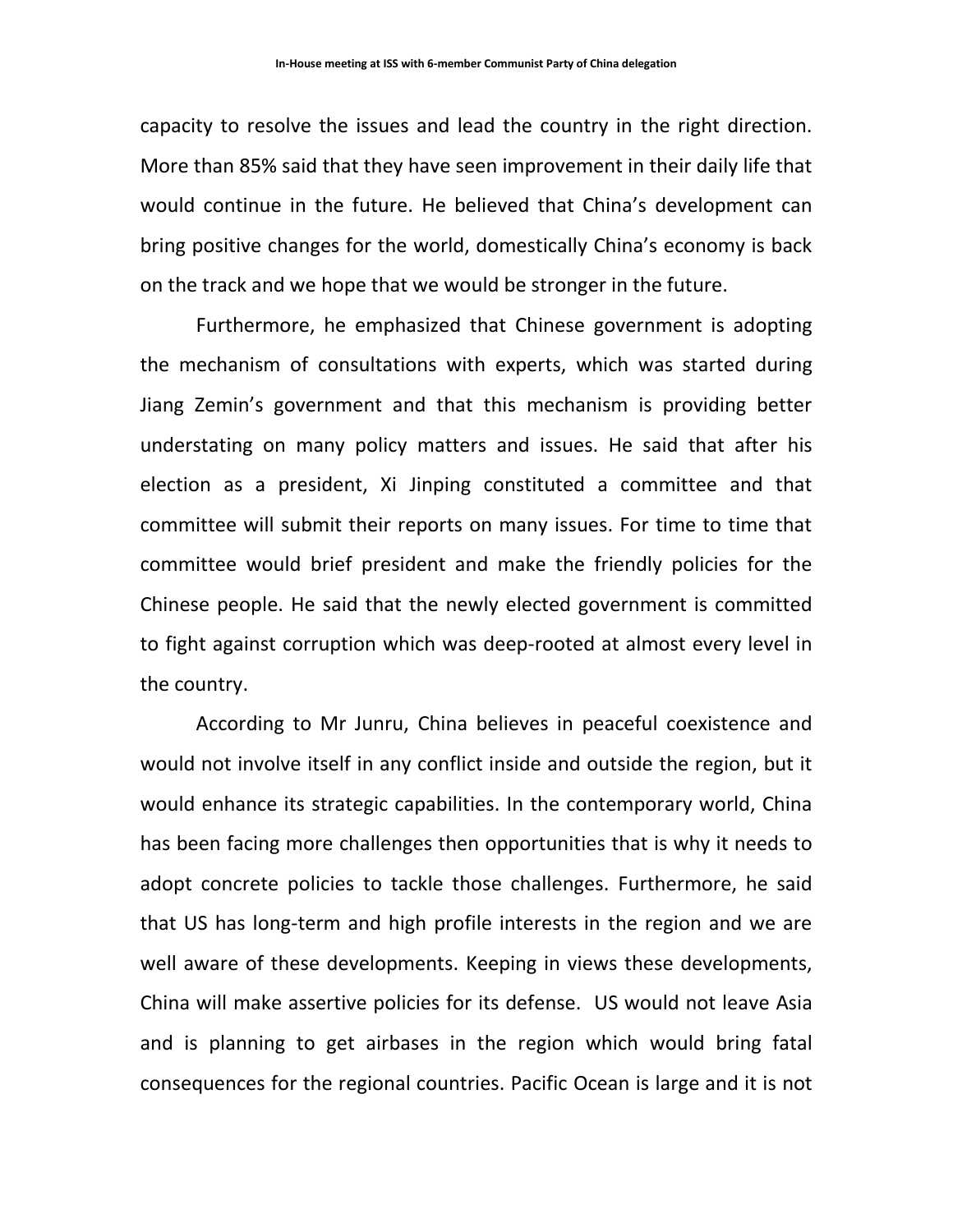capacity to resolve the issues and lead the country in the right direction. More than 85% said that they have seen improvement in their daily life that would continue in the future. He believed that China's development can bring positive changes for the world, domestically China's economy is back on the track and we hope that we would be stronger in the future.

Furthermore, he emphasized that Chinese government is adopting the mechanism of consultations with experts, which was started during Jiang Zemin's government and that this mechanism is providing better understating on many policy matters and issues. He said that after his election as a president, Xi Jinping constituted a committee and that committee will submit their reports on many issues. For time to time that committee would brief president and make the friendly policies for the Chinese people. He said that the newly elected government is committed to fight against corruption which was deep-rooted at almost every level in the country.

According to Mr Junru, China believes in peaceful coexistence and would not involve itself in any conflict inside and outside the region, but it would enhance its strategic capabilities. In the contemporary world, China has been facing more challenges then opportunities that is why it needs to adopt concrete policies to tackle those challenges. Furthermore, he said that US has long-term and high profile interests in the region and we are well aware of these developments. Keeping in views these developments, China will make assertive policies for its defense. US would not leave Asia and is planning to get airbases in the region which would bring fatal consequences for the regional countries. Pacific Ocean is large and it is not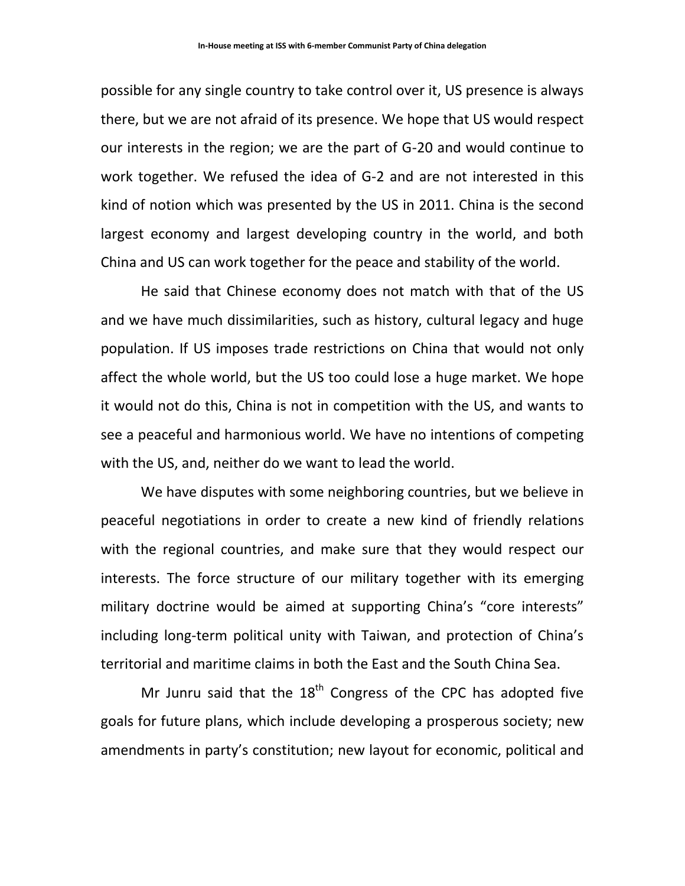possible for any single country to take control over it, US presence is always there, but we are not afraid of its presence. We hope that US would respect our interests in the region; we are the part of G-20 and would continue to work together. We refused the idea of G-2 and are not interested in this kind of notion which was presented by the US in 2011. China is the second largest economy and largest developing country in the world, and both China and US can work together for the peace and stability of the world.

He said that Chinese economy does not match with that of the US and we have much dissimilarities, such as history, cultural legacy and huge population. If US imposes trade restrictions on China that would not only affect the whole world, but the US too could lose a huge market. We hope it would not do this, China is not in competition with the US, and wants to see a peaceful and harmonious world. We have no intentions of competing with the US, and, neither do we want to lead the world.

We have disputes with some neighboring countries, but we believe in peaceful negotiations in order to create a new kind of friendly relations with the regional countries, and make sure that they would respect our interests. The force structure of our military together with its emerging military doctrine would be aimed at supporting China's "core interests" including long-term political unity with Taiwan, and protection of China's territorial and maritime claims in both the East and the South China Sea.

Mr Junru said that the 18th Congress of the CPC has adopted five goals for future plans, which include developing a prosperous society; new amendments in party's constitution; new layout for economic, political and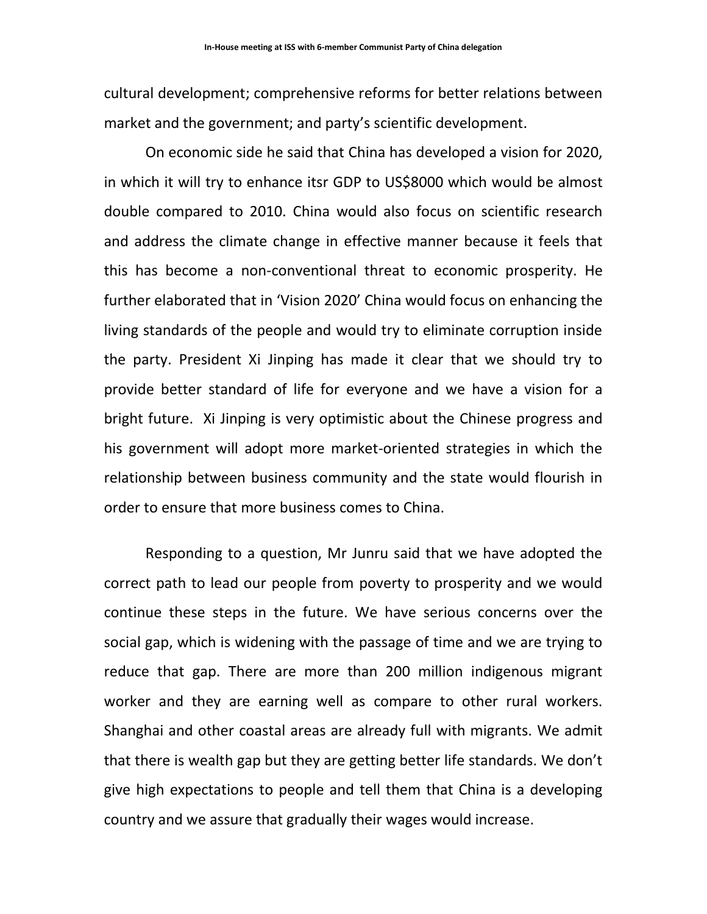cultural development; comprehensive reforms for better relations between market and the government; and party's scientific development.

On economic side he said that China has developed a vision for 2020, in which it will try to enhance itsr GDP to US$8000 which would be almost double compared to 2010. China would also focus on scientific research and address the climate change in effective manner because it feels that this has become a non-conventional threat to economic prosperity. He further elaborated that in 'Vision 2020' China would focus on enhancing the living standards of the people and would try to eliminate corruption inside the party. President Xi Jinping has made it clear that we should try to provide better standard of life for everyone and we have a vision for a bright future. Xi Jinping is very optimistic about the Chinese progress and his government will adopt more market-oriented strategies in which the relationship between business community and the state would flourish in order to ensure that more business comes to China.

Responding to a question, Mr Junru said that we have adopted the correct path to lead our people from poverty to prosperity and we would continue these steps in the future. We have serious concerns over the social gap, which is widening with the passage of time and we are trying to reduce that gap. There are more than 200 million indigenous migrant worker and they are earning well as compare to other rural workers. Shanghai and other coastal areas are already full with migrants. We admit that there is wealth gap but they are getting better life standards. We don't give high expectations to people and tell them that China is a developing country and we assure that gradually their wages would increase.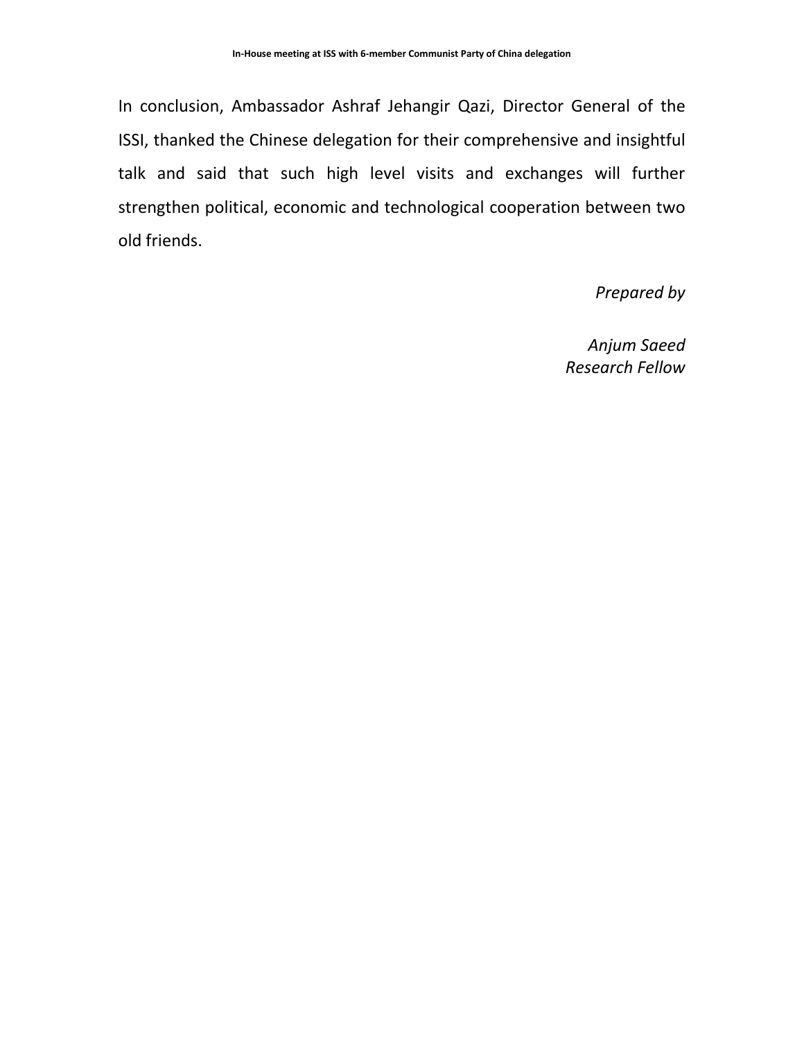In conclusion, Ambassador Ashraf Jehangir Qazi, Director General of the ISSI, thanked the Chinese delegation for their comprehensive and insightful talk and said that such high level visits and exchanges will further strengthen political, economic and technological cooperation between two old friends.

*Prepared by*

*Anjum Saeed*
*Research Fellow*